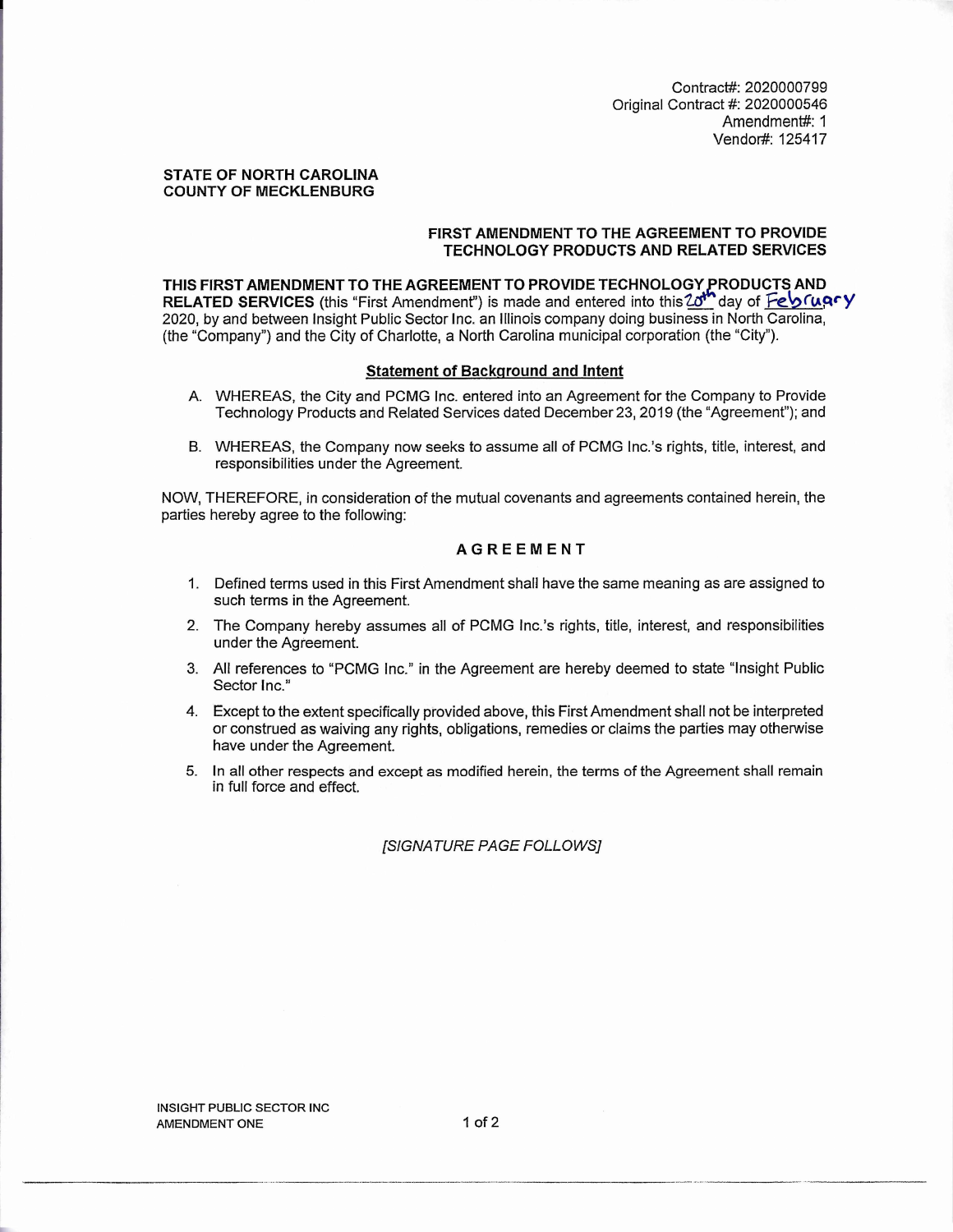Contract#: 2020000799
Original Contract #: 2020000546
Amendment#: 1
Vendor#: 125417

**STATE OF NORTH CAROLINA**
**COUNTY OF MECKLENBURG**

**FIRST AMENDMENT TO THE AGREEMENT TO PROVIDE TECHNOLOGY PRODUCTS AND RELATED SERVICES**

**THIS FIRST AMENDMENT TO THE AGREEMENT TO PROVIDE TECHNOLOGY PRODUCTS AND RELATED SERVICES** (this "First Amendment") is made and entered into this 20th day of February 2020, by and between Insight Public Sector Inc. an Illinois company doing business in North Carolina, (the "Company") and the City of Charlotte, a North Carolina municipal corporation (the "City").

**Statement of Background and Intent**

A. WHEREAS, the City and PCMG Inc. entered into an Agreement for the Company to Provide Technology Products and Related Services dated December 23, 2019 (the "Agreement"); and

B. WHEREAS, the Company now seeks to assume all of PCMG Inc.'s rights, title, interest, and responsibilities under the Agreement.

NOW, THEREFORE, in consideration of the mutual covenants and agreements contained herein, the parties hereby agree to the following:

**AGREEMENT**

1. Defined terms used in this First Amendment shall have the same meaning as are assigned to such terms in the Agreement.
2. The Company hereby assumes all of PCMG Inc.'s rights, title, interest, and responsibilities under the Agreement.
3. All references to "PCMG Inc." in the Agreement are hereby deemed to state "Insight Public Sector Inc."
4. Except to the extent specifically provided above, this First Amendment shall not be interpreted or construed as waiving any rights, obligations, remedies or claims the parties may otherwise have under the Agreement.
5. In all other respects and except as modified herein, the terms of the Agreement shall remain in full force and effect.

*[SIGNATURE PAGE FOLLOWS]*

INSIGHT PUBLIC SECTOR INC
AMENDMENT ONE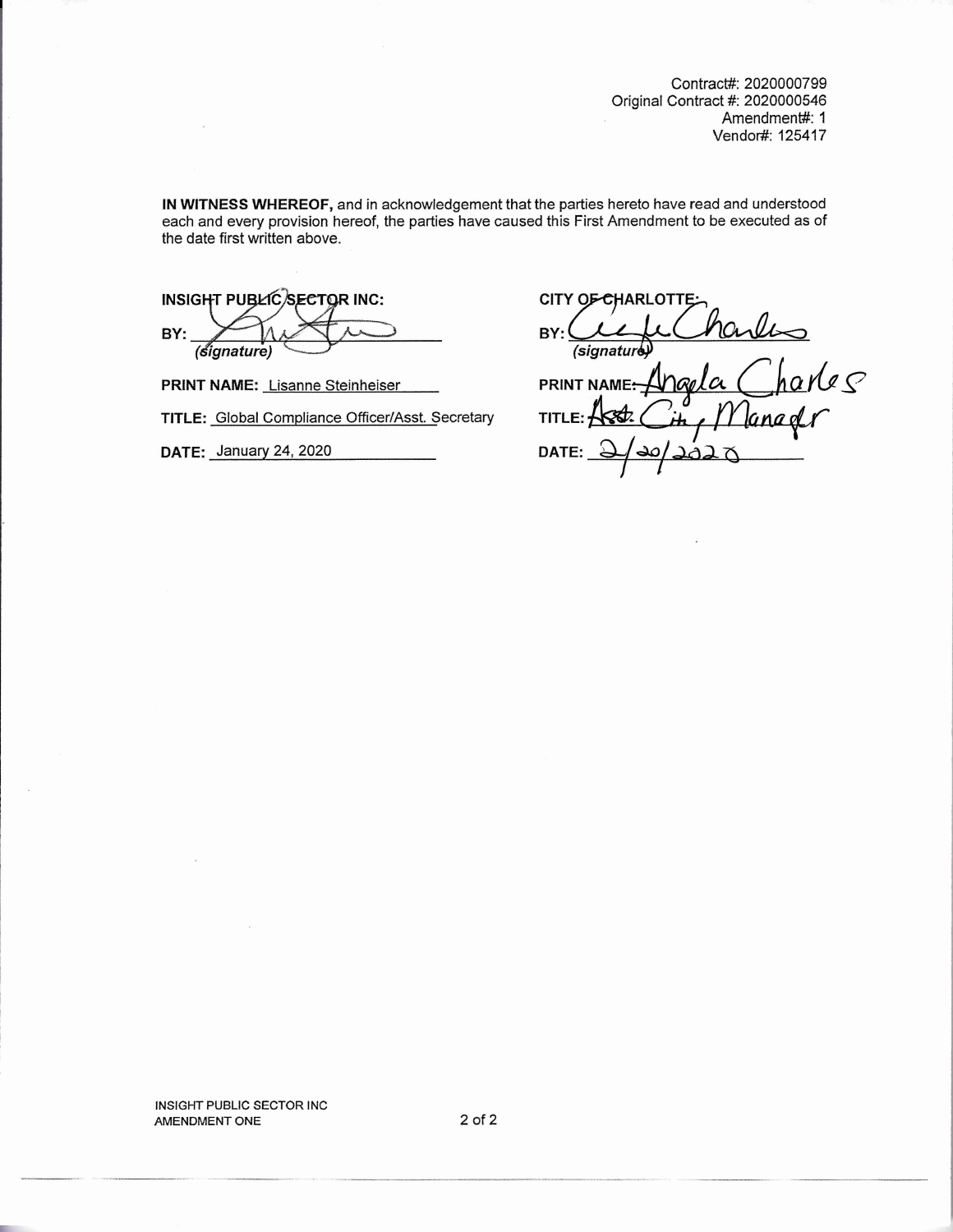Contract#: 2020000799
Original Contract #: 2020000546
Amendment#: 1
Vendor#: 125417

**IN WITNESS WHEREOF,** and in acknowledgement that the parties hereto have read and understood each and every provision hereof, the parties have caused this First Amendment to be executed as of the date first written above.

**INSIGHT PUBLIC SECTOR INC:**

**BY:** ______________________
*(signature)*

**PRINT NAME:** Lisanne Steinheiser

**TITLE:** Global Compliance Officer/Asst. Secretary

**DATE:** January 24, 2020

**CITY OF CHARLOTTE:**

**BY:** ______________________
*(signature)*

**PRINT NAME:** Angela Charles

**TITLE:** Asst. City Manager

**DATE:** 2/20/2020

INSIGHT PUBLIC SECTOR INC
AMENDMENT ONE